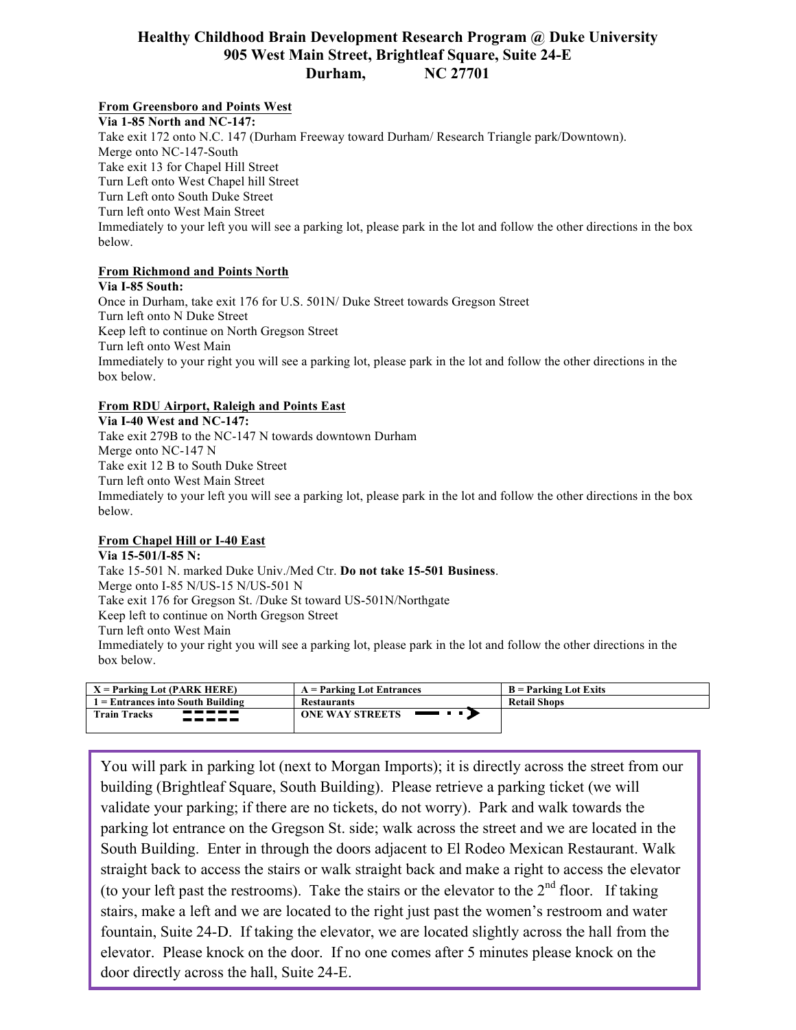# Healthy Childhood Brain Development Research Program @ Duke University
## 905 West Main Street, Brightleaf Square, Suite 24-E
## Durham, NC 27701

**From Greensboro and Points West**

**Via 1-85 North and NC-147:**

Take exit 172 onto N.C. 147 (Durham Freeway toward Durham/ Research Triangle park/Downtown).
Merge onto NC-147-South
Take exit 13 for Chapel Hill Street
Turn Left onto West Chapel hill Street
Turn Left onto South Duke Street
Turn left onto West Main Street
Immediately to your left you will see a parking lot, please park in the lot and follow the other directions in the box below.

**From Richmond and Points North**

**Via I-85 South:**

Once in Durham, take exit 176 for U.S. 501N/ Duke Street towards Gregson Street
Turn left onto N Duke Street
Keep left to continue on North Gregson Street
Turn left onto West Main
Immediately to your right you will see a parking lot, please park in the lot and follow the other directions in the box below.

**From RDU Airport, Raleigh and Points East**

**Via I-40 West and NC-147:**

Take exit 279B to the NC-147 N towards downtown Durham
Merge onto NC-147 N
Take exit 12 B to South Duke Street
Turn left onto West Main Street
Immediately to your left you will see a parking lot, please park in the lot and follow the other directions in the box below.

**From Chapel Hill or I-40 East**

**Via 15-501/I-85 N:**

Take 15-501 N. marked Duke Univ./Med Ctr. **Do not take 15-501 Business**.
Merge onto I-85 N/US-15 N/US-501 N
Take exit 176 for Gregson St. /Duke St toward US-501N/Northgate
Keep left to continue on North Gregson Street
Turn left onto West Main
Immediately to your right you will see a parking lot, please park in the lot and follow the other directions in the box below.

| X = Parking Lot (PARK HERE) | A = Parking Lot Entrances | B = Parking Lot Exits |
|---|---|---|
| 1 = Entrances into South Building | Restaurants | Retail Shops |
| Train Tracks | ONE WAY STREETS | |

You will park in parking lot (next to Morgan Imports); it is directly across the street from our building (Brightleaf Square, South Building). Please retrieve a parking ticket (we will validate your parking; if there are no tickets, do not worry). Park and walk towards the parking lot entrance on the Gregson St. side; walk across the street and we are located in the South Building. Enter in through the doors adjacent to El Rodeo Mexican Restaurant. Walk straight back to access the stairs or walk straight back and make a right to access the elevator (to your left past the restrooms). Take the stairs or the elevator to the 2nd floor. If taking stairs, make a left and we are located to the right just past the women's restroom and water fountain, Suite 24-D. If taking the elevator, we are located slightly across the hall from the elevator. Please knock on the door. If no one comes after 5 minutes please knock on the door directly across the hall, Suite 24-E.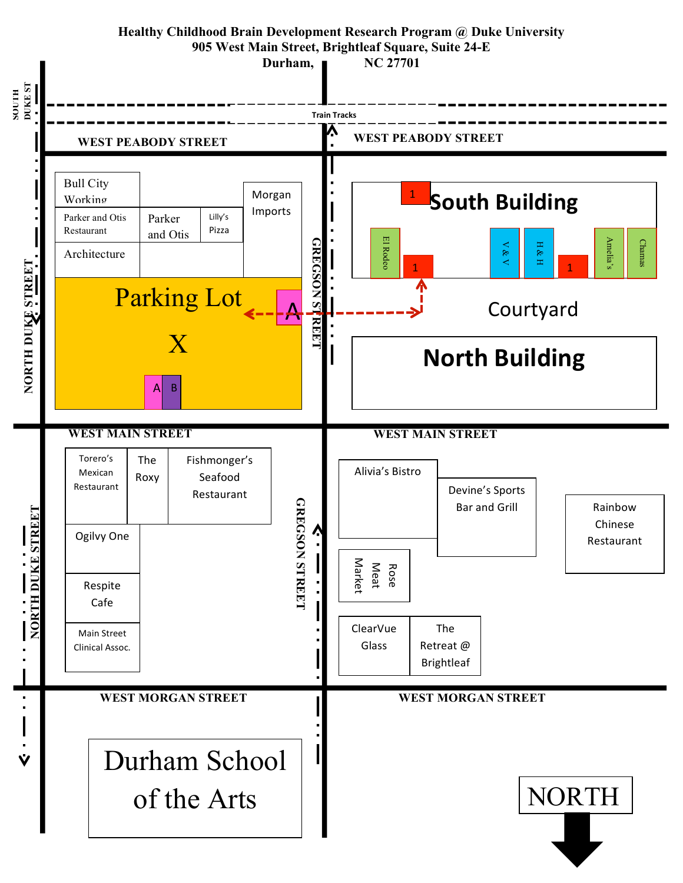**Healthy Childhood Brain Development Research Program @ Duke University**
**905 West Main Street, Brightleaf Square, Suite 24-E**
**Durham, NC 27701**

SOUTH DUKE ST

Train Tracks

WEST PEABODY STREET

WEST PEABODY STREET

Bull City Working

Parker and Otis Restaurant

Parker and Otis

Lilly's Pizza

Morgan Imports

Architecture

Parking Lot

A

X

A B

GREGSON STREET

South Building

1

El Rodeo

1

V & V

H & H

1

Amelia's

Chamas

Courtyard

North Building

NORTH DUKE STREET

WEST MAIN STREET

WEST MAIN STREET

Torero's Mexican Restaurant

The Roxy

Fishmonger's Seafood Restaurant

Ogilvy One

Respite Cafe

Main Street Clinical Assoc.

GREGSON STREET

Alivia's Bistro

Devine's Sports Bar and Grill

Rainbow Chinese Restaurant

Rose Meat Market

ClearVue Glass

The Retreat @ Brightleaf

NORTH DUKE STREET

WEST MORGAN STREET

WEST MORGAN STREET

Durham School of the Arts

NORTH